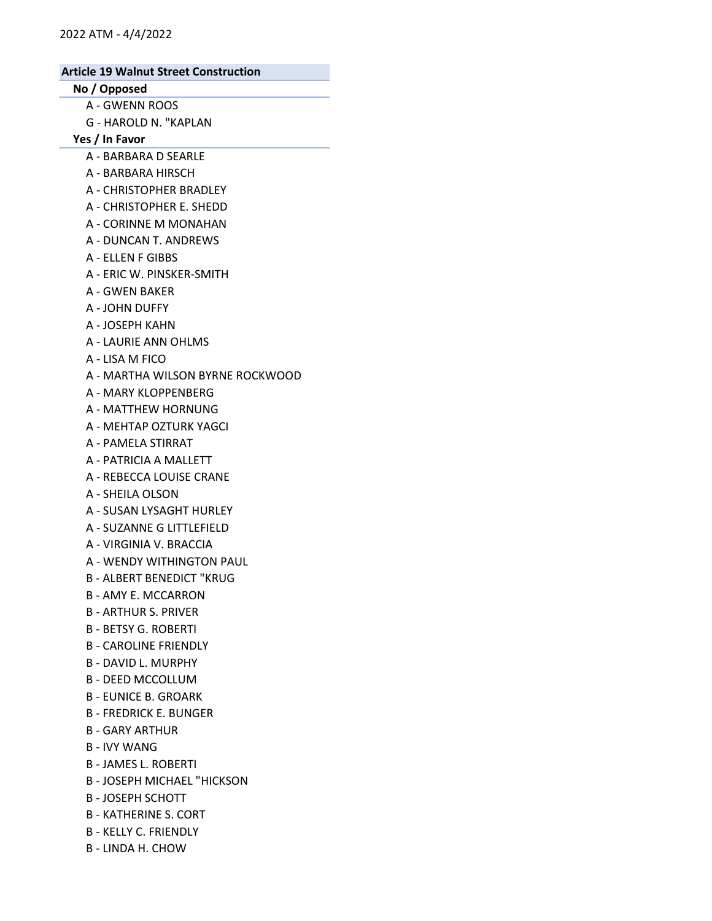2022 ATM - 4/4/2022

## Article 19 Walnut Street Construction

### No / Opposed

- A - GWENN ROOS
- G - HAROLD N. "KAPLAN

### Yes / In Favor

- A - BARBARA D SEARLE
- A - BARBARA HIRSCH
- A - CHRISTOPHER BRADLEY
- A - CHRISTOPHER E. SHEDD
- A - CORINNE M MONAHAN
- A - DUNCAN T. ANDREWS
- A - ELLEN F GIBBS
- A - ERIC W. PINSKER-SMITH
- A - GWEN BAKER
- A - JOHN DUFFY
- A - JOSEPH KAHN
- A - LAURIE ANN OHLMS
- A - LISA M FICO
- A - MARTHA WILSON BYRNE ROCKWOOD
- A - MARY KLOPPENBERG
- A - MATTHEW HORNUNG
- A - MEHTAP OZTURK YAGCI
- A - PAMELA STIRRAT
- A - PATRICIA A MALLETT
- A - REBECCA LOUISE CRANE
- A - SHEILA OLSON
- A - SUSAN LYSAGHT HURLEY
- A - SUZANNE G LITTLEFIELD
- A - VIRGINIA V. BRACCIA
- A - WENDY WITHINGTON PAUL
- B - ALBERT BENEDICT "KRUG
- B - AMY E. MCCARRON
- B - ARTHUR S. PRIVER
- B - BETSY G. ROBERTI
- B - CAROLINE FRIENDLY
- B - DAVID L. MURPHY
- B - DEED MCCOLLUM
- B - EUNICE B. GROARK
- B - FREDRICK E. BUNGER
- B - GARY ARTHUR
- B - IVY WANG
- B - JAMES L. ROBERTI
- B - JOSEPH MICHAEL "HICKSON
- B - JOSEPH SCHOTT
- B - KATHERINE S. CORT
- B - KELLY C. FRIENDLY
- B - LINDA H. CHOW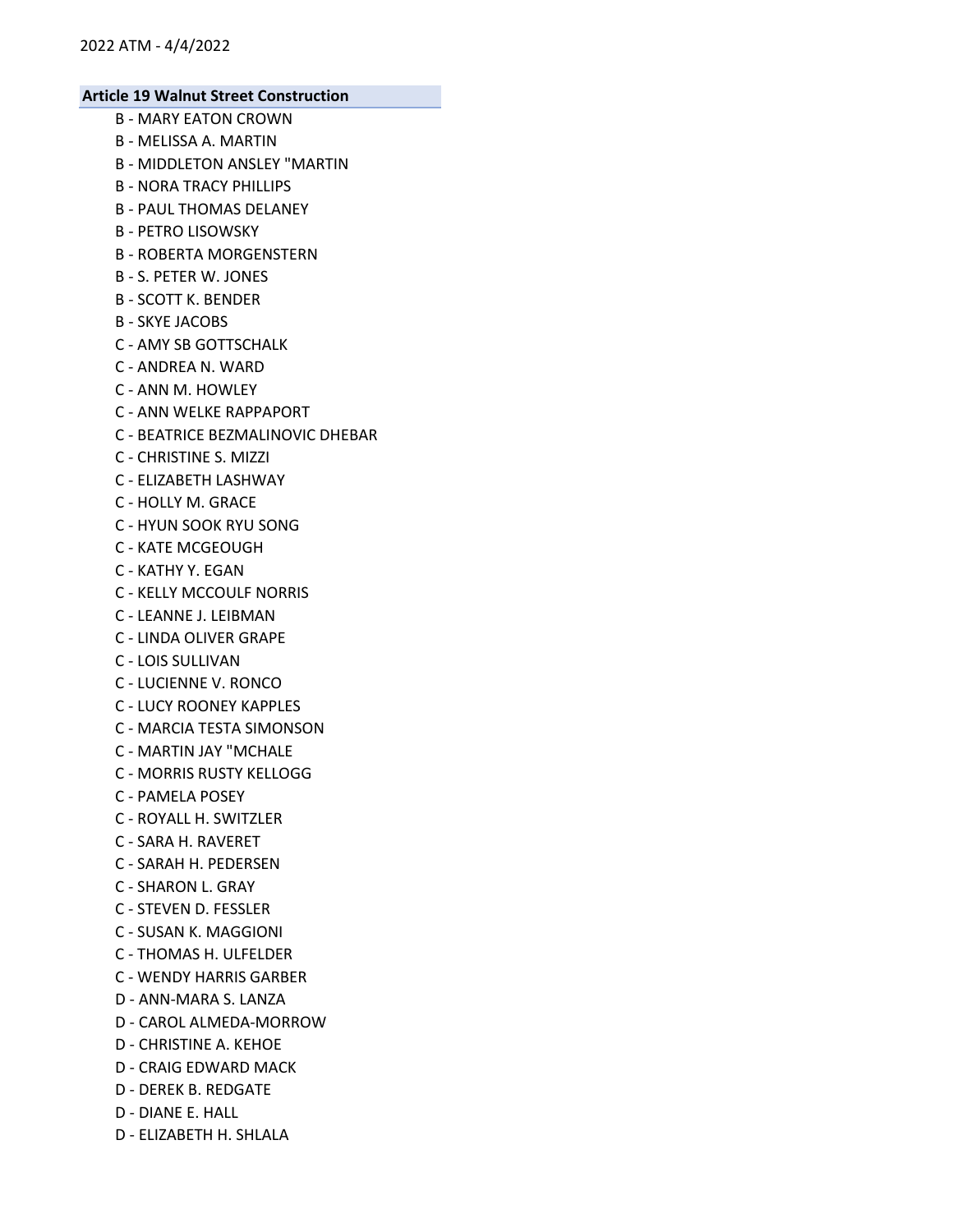**Article 19 Walnut Street Construction**

- B - MARY EATON CROWN
- B - MELISSA A. MARTIN
- B - MIDDLETON ANSLEY "MARTIN
- B - NORA TRACY PHILLIPS
- B - PAUL THOMAS DELANEY
- B - PETRO LISOWSKY
- B - ROBERTA MORGENSTERN
- B - S. PETER W. JONES
- B - SCOTT K. BENDER
- B - SKYE JACOBS
- C - AMY SB GOTTSCHALK
- C - ANDREA N. WARD
- C - ANN M. HOWLEY
- C - ANN WELKE RAPPAPORT
- C - BEATRICE BEZMALINOVIC DHEBAR
- C - CHRISTINE S. MIZZI
- C - ELIZABETH LASHWAY
- C - HOLLY M. GRACE
- C - HYUN SOOK RYU SONG
- C - KATE MCGEOUGH
- C - KATHY Y. EGAN
- C - KELLY MCCOULF NORRIS
- C - LEANNE J. LEIBMAN
- C - LINDA OLIVER GRAPE
- C - LOIS SULLIVAN
- C - LUCIENNE V. RONCO
- C - LUCY ROONEY KAPPLES
- C - MARCIA TESTA SIMONSON
- C - MARTIN JAY "MCHALE
- C - MORRIS RUSTY KELLOGG
- C - PAMELA POSEY
- C - ROYALL H. SWITZLER
- C - SARA H. RAVERET
- C - SARAH H. PEDERSEN
- C - SHARON L. GRAY
- C - STEVEN D. FESSLER
- C - SUSAN K. MAGGIONI
- C - THOMAS H. ULFELDER
- C - WENDY HARRIS GARBER
- D - ANN-MARA S. LANZA
- D - CAROL ALMEDA-MORROW
- D - CHRISTINE A. KEHOE
- D - CRAIG EDWARD MACK
- D - DEREK B. REDGATE
- D - DIANE E. HALL
- D - ELIZABETH H. SHLALA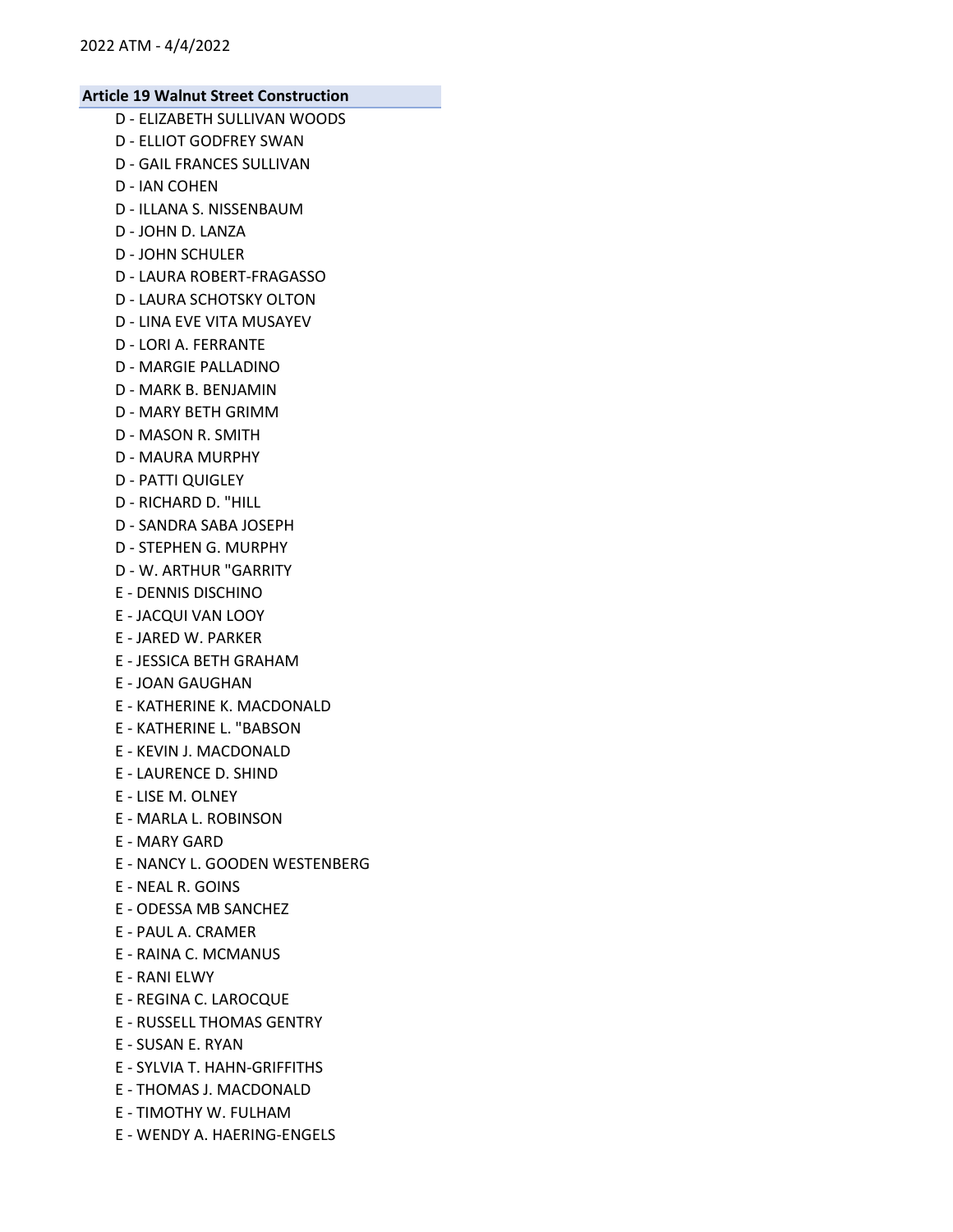**Article 19 Walnut Street Construction**

- D - ELIZABETH SULLIVAN WOODS
- D - ELLIOT GODFREY SWAN
- D - GAIL FRANCES SULLIVAN
- D - IAN COHEN
- D - ILLANA S. NISSENBAUM
- D - JOHN D. LANZA
- D - JOHN SCHULER
- D - LAURA ROBERT-FRAGASSO
- D - LAURA SCHOTSKY OLTON
- D - LINA EVE VITA MUSAYEV
- D - LORI A. FERRANTE
- D - MARGIE PALLADINO
- D - MARK B. BENJAMIN
- D - MARY BETH GRIMM
- D - MASON R. SMITH
- D - MAURA MURPHY
- D - PATTI QUIGLEY
- D - RICHARD D. "HILL
- D - SANDRA SABA JOSEPH
- D - STEPHEN G. MURPHY
- D - W. ARTHUR "GARRITY
- E - DENNIS DISCHINO
- E - JACQUI VAN LOOY
- E - JARED W. PARKER
- E - JESSICA BETH GRAHAM
- E - JOAN GAUGHAN
- E - KATHERINE K. MACDONALD
- E - KATHERINE L. "BABSON
- E - KEVIN J. MACDONALD
- E - LAURENCE D. SHIND
- E - LISE M. OLNEY
- E - MARLA L. ROBINSON
- E - MARY GARD
- E - NANCY L. GOODEN WESTENBERG
- E - NEAL R. GOINS
- E - ODESSA MB SANCHEZ
- E - PAUL A. CRAMER
- E - RAINA C. MCMANUS
- E - RANI ELWY
- E - REGINA C. LAROCQUE
- E - RUSSELL THOMAS GENTRY
- E - SUSAN E. RYAN
- E - SYLVIA T. HAHN-GRIFFITHS
- E - THOMAS J. MACDONALD
- E - TIMOTHY W. FULHAM
- E - WENDY A. HAERING-ENGELS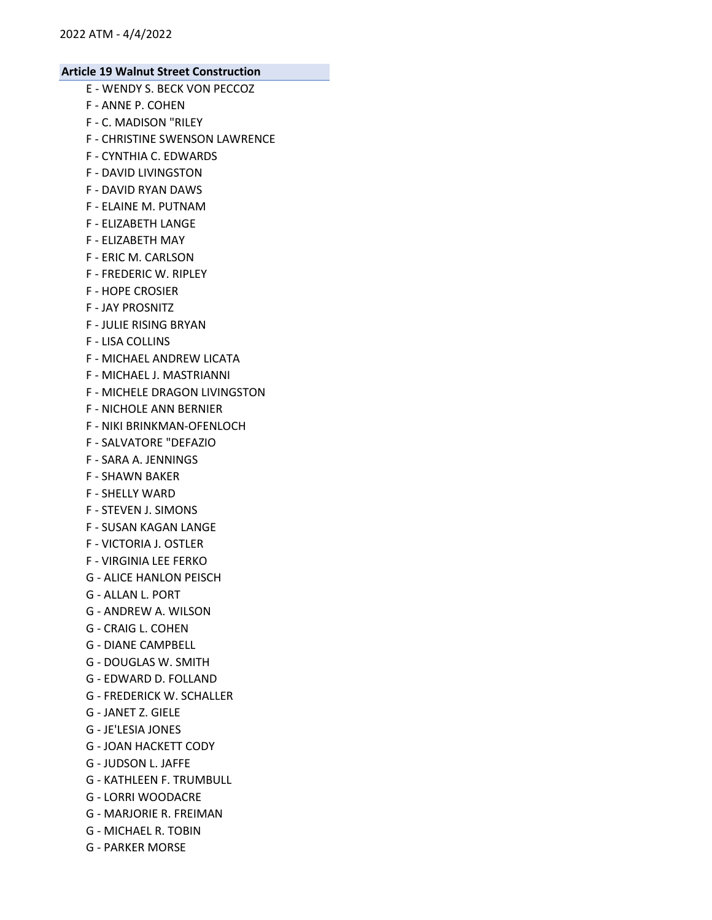**Article 19 Walnut Street Construction**

E - WENDY S. BECK VON PECCOZ
F - ANNE P. COHEN
F - C. MADISON "RILEY
F - CHRISTINE SWENSON LAWRENCE
F - CYNTHIA C. EDWARDS
F - DAVID LIVINGSTON
F - DAVID RYAN DAWS
F - ELAINE M. PUTNAM
F - ELIZABETH LANGE
F - ELIZABETH MAY
F - ERIC M. CARLSON
F - FREDERIC W. RIPLEY
F - HOPE CROSIER
F - JAY PROSNITZ
F - JULIE RISING BRYAN
F - LISA COLLINS
F - MICHAEL ANDREW LICATA
F - MICHAEL J. MASTRIANNI
F - MICHELE DRAGON LIVINGSTON
F - NICHOLE ANN BERNIER
F - NIKI BRINKMAN-OFENLOCH
F - SALVATORE "DEFAZIO
F - SARA A. JENNINGS
F - SHAWN BAKER
F - SHELLY WARD
F - STEVEN J. SIMONS
F - SUSAN KAGAN LANGE
F - VICTORIA J. OSTLER
F - VIRGINIA LEE FERKO
G - ALICE HANLON PEISCH
G - ALLAN L. PORT
G - ANDREW A. WILSON
G - CRAIG L. COHEN
G - DIANE CAMPBELL
G - DOUGLAS W. SMITH
G - EDWARD D. FOLLAND
G - FREDERICK W. SCHALLER
G - JANET Z. GIELE
G - JE'LESIA JONES
G - JOAN HACKETT CODY
G - JUDSON L. JAFFE
G - KATHLEEN F. TRUMBULL
G - LORRI WOODACRE
G - MARJORIE R. FREIMAN
G - MICHAEL R. TOBIN
G - PARKER MORSE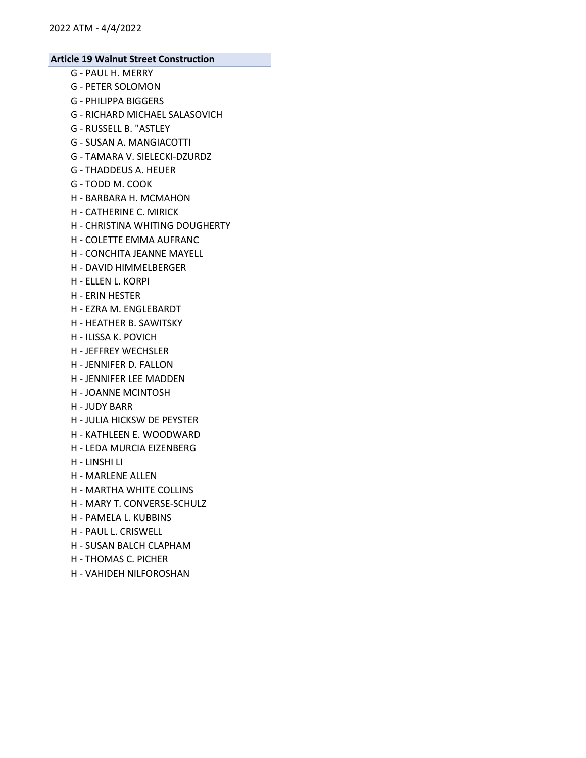**Article 19 Walnut Street Construction**

- G - PAUL H. MERRY
- G - PETER SOLOMON
- G - PHILIPPA BIGGERS
- G - RICHARD MICHAEL SALASOVICH
- G - RUSSELL B. "ASTLEY
- G - SUSAN A. MANGIACOTTI
- G - TAMARA V. SIELECKI-DZURDZ
- G - THADDEUS A. HEUER
- G - TODD M. COOK
- H - BARBARA H. MCMAHON
- H - CATHERINE C. MIRICK
- H - CHRISTINA WHITING DOUGHERTY
- H - COLETTE EMMA AUFRANC
- H - CONCHITA JEANNE MAYELL
- H - DAVID HIMMELBERGER
- H - ELLEN L. KORPI
- H - ERIN HESTER
- H - EZRA M. ENGLEBARDT
- H - HEATHER B. SAWITSKY
- H - ILISSA K. POVICH
- H - JEFFREY WECHSLER
- H - JENNIFER D. FALLON
- H - JENNIFER LEE MADDEN
- H - JOANNE MCINTOSH
- H - JUDY BARR
- H - JULIA HICKSW DE PEYSTER
- H - KATHLEEN E. WOODWARD
- H - LEDA MURCIA EIZENBERG
- H - LINSHI LI
- H - MARLENE ALLEN
- H - MARTHA WHITE COLLINS
- H - MARY T. CONVERSE-SCHULZ
- H - PAMELA L. KUBBINS
- H - PAUL L. CRISWELL
- H - SUSAN BALCH CLAPHAM
- H - THOMAS C. PICHER
- H - VAHIDEH NILFOROSHAN